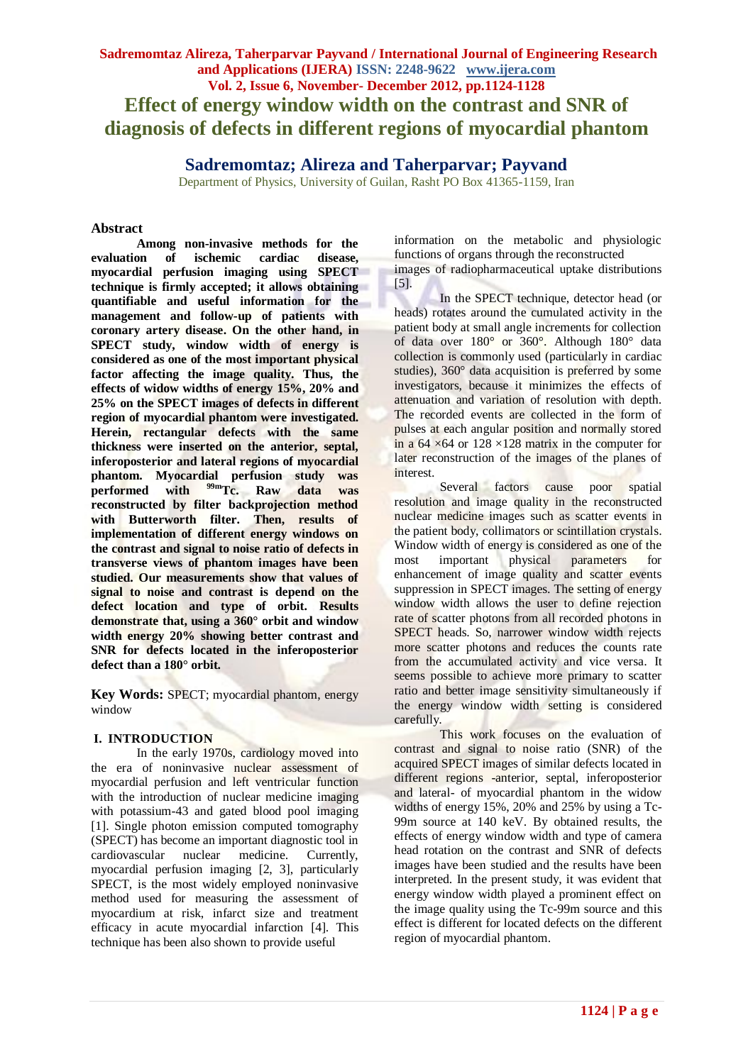# Effect of energy window width on the contrast and SNR of diagnosis of defects in different regions of myocardial phantom

## Sadremomtaz; Alireza and Taherparvar; Payvand

Department of Physics, University of Guilan, Rasht PO Box 41365-1159, Iran

### Abstract

**Among non-invasive methods for the evaluation of ischemic cardiac disease, myocardial perfusion imaging using SPECT technique is firmly accepted; it allows obtaining quantifiable and useful information for the management and follow-up of patients with coronary artery disease. On the other hand, in SPECT study, window width of energy is considered as one of the most important physical factor affecting the image quality. Thus, the effects of widow widths of energy 15%, 20% and 25% on the SPECT images of defects in different region of myocardial phantom were investigated. Herein, rectangular defects with the same thickness were inserted on the anterior, septal, inferoposterior and lateral regions of myocardial phantom. Myocardial perfusion study was performed with $^{99m}$Tc. Raw data was reconstructed by filter backprojection method with Butterworth filter. Then, results of implementation of different energy windows on the contrast and signal to noise ratio of defects in transverse views of phantom images have been studied. Our measurements show that values of signal to noise and contrast is depend on the defect location and type of orbit. Results demonstrate that, using a 360° orbit and window width energy 20% showing better contrast and SNR for defects located in the inferoposterior defect than a 180° orbit.**

**Key Words:** SPECT; myocardial phantom, energy window

### I. INTRODUCTION

In the early 1970s, cardiology moved into the era of noninvasive nuclear assessment of myocardial perfusion and left ventricular function with the introduction of nuclear medicine imaging with potassium-43 and gated blood pool imaging [1]. Single photon emission computed tomography (SPECT) has become an important diagnostic tool in cardiovascular nuclear medicine. Currently, myocardial perfusion imaging [2, 3], particularly SPECT, is the most widely employed noninvasive method used for measuring the assessment of myocardium at risk, infarct size and treatment efficacy in acute myocardial infarction [4]. This technique has been also shown to provide useful information on the metabolic and physiologic functions of organs through the reconstructed images of radiopharmaceutical uptake distributions [5].

In the SPECT technique, detector head (or heads) rotates around the cumulated activity in the patient body at small angle increments for collection of data over 180° or 360°. Although 180° data collection is commonly used (particularly in cardiac studies), 360° data acquisition is preferred by some investigators, because it minimizes the effects of attenuation and variation of resolution with depth. The recorded events are collected in the form of pulses at each angular position and normally stored in a 64 ×64 or 128 ×128 matrix in the computer for later reconstruction of the images of the planes of interest.

Several factors cause poor spatial resolution and image quality in the reconstructed nuclear medicine images such as scatter events in the patient body, collimators or scintillation crystals. Window width of energy is considered as one of the most important physical parameters for enhancement of image quality and scatter events suppression in SPECT images. The setting of energy window width allows the user to define rejection rate of scatter photons from all recorded photons in SPECT heads. So, narrower window width rejects more scatter photons and reduces the counts rate from the accumulated activity and vice versa. It seems possible to achieve more primary to scatter ratio and better image sensitivity simultaneously if the energy window width setting is considered carefully.

This work focuses on the evaluation of contrast and signal to noise ratio (SNR) of the acquired SPECT images of similar defects located in different regions -anterior, septal, inferoposterior and lateral- of myocardial phantom in the widow widths of energy 15%, 20% and 25% by using a Tc-99m source at 140 keV. By obtained results, the effects of energy window width and type of camera head rotation on the contrast and SNR of defects images have been studied and the results have been interpreted. In the present study, it was evident that energy window width played a prominent effect on the image quality using the Tc-99m source and this effect is different for located defects on the different region of myocardial phantom.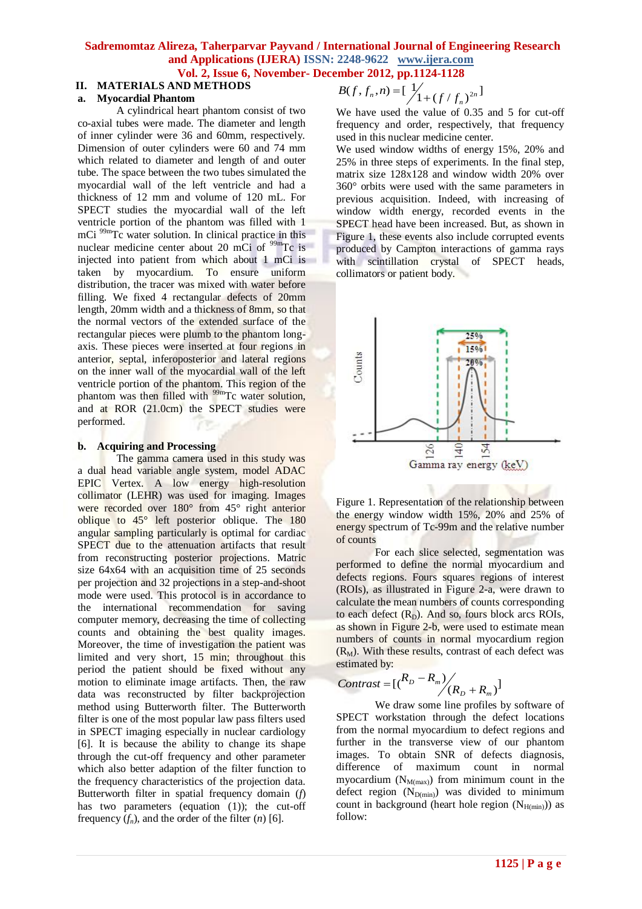## II. MATERIALS AND METHODS

### a. Myocardial Phantom

A cylindrical heart phantom consist of two co-axial tubes were made. The diameter and length of inner cylinder were 36 and 60mm, respectively. Dimension of outer cylinders were 60 and 74 mm which related to diameter and length of and outer tube. The space between the two tubes simulated the myocardial wall of the left ventricle and had a thickness of 12 mm and volume of 120 mL. For SPECT studies the myocardial wall of the left ventricle portion of the phantom was filled with 1 mCi $^{99m}$Tc water solution. In clinical practice in this nuclear medicine center about 20 mCi of $^{99m}$Tc is injected into patient from which about 1 mCi is taken by myocardium. To ensure uniform distribution, the tracer was mixed with water before filling. We fixed 4 rectangular defects of 20mm length, 20mm width and a thickness of 8mm, so that the normal vectors of the extended surface of the rectangular pieces were plumb to the phantom long-axis. These pieces were inserted at four regions in anterior, septal, inferoposterior and lateral regions on the inner wall of the myocardial wall of the left ventricle portion of the phantom. This region of the phantom was then filled with $^{99m}$Tc water solution, and at ROR (21.0cm) the SPECT studies were performed.

### b. Acquiring and Processing

The gamma camera used in this study was a dual head variable angle system, model ADAC EPIC Vertex. A low energy high-resolution collimator (LEHR) was used for imaging. Projections were recorded over 180° from 45° right anterior oblique to 45° left posterior oblique. The 180 angular sampling particularly is optimal for cardiac SPECT due to the attenuation artifacts that result from reconstructing posterior projections. Matric size 64x64 with an acquisition time of 25 seconds per projection and 32 projections in a step-and-shoot mode were used. This protocol is in accordance to the international recommendation for saving computer memory, decreasing the time of collecting counts and obtaining the best quality images. Moreover, the time of investigation the patient was limited and very short, 15 min; throughout this period the patient should be fixed without any motion to eliminate image artifacts. Then, the raw data was reconstructed by filter backprojection method using Butterworth filter. The Butterworth filter is one of the most popular law pass filters used in SPECT imaging especially in nuclear cardiology [6]. It is because the ability to change its shape through the cut-off frequency and other parameter which also better adaption of the filter function to the frequency characteristics of the projection data. Butterworth filter in spatial frequency domain ($f$) has two parameters (equation (1)); the cut-off frequency ($f_n$), and the order of the filter ($n$) [6].

$$B(f, f_n, n) = \left[ \frac{1}{1 + (f / f_n)^{2n}} \right]$$

We have used the value of 0.35 and 5 for cut-off frequency and order, respectively, that frequency used in this nuclear medicine center.

We used window widths of energy 15%, 20% and 25% in three steps of experiments. In the final step, matrix size 128x128 and window width 20% over 360° orbits were used with the same parameters in previous acquisition. Indeed, with increasing of window width energy, recorded events in the SPECT head have been increased. But, as shown in Figure 1, these events also include corrupted events produced by Campton interactions of gamma rays with scintillation crystal of SPECT heads, collimators or patient body.

Figure 1. Representation of the relationship between the energy window width 15%, 20% and 25% of energy spectrum of Tc-99m and the relative number of counts

For each slice selected, segmentation was performed to define the normal myocardium and defects regions. Fours squares regions of interest (ROIs), as illustrated in Figure 2-a, were drawn to calculate the mean numbers of counts corresponding to each defect ($R_D$). And so, fours block arcs ROIs, as shown in Figure 2-b, were used to estimate mean numbers of counts in normal myocardium region ($R_M$). With these results, contrast of each defect was estimated by:

$$Contrast = \left[ \frac{(R_D - R_m)}{(R_D + R_m)} \right]$$

We draw some line profiles by software of SPECT workstation through the defect locations from the normal myocardium to defect regions and further in the transverse view of our phantom images. To obtain SNR of defects diagnosis, difference of maximum count in normal myocardium ($N_{M(max)}$) from minimum count in the defect region ($N_{D(min)}$) was divided to minimum count in background (heart hole region ($N_{H(min)}$)) as follow: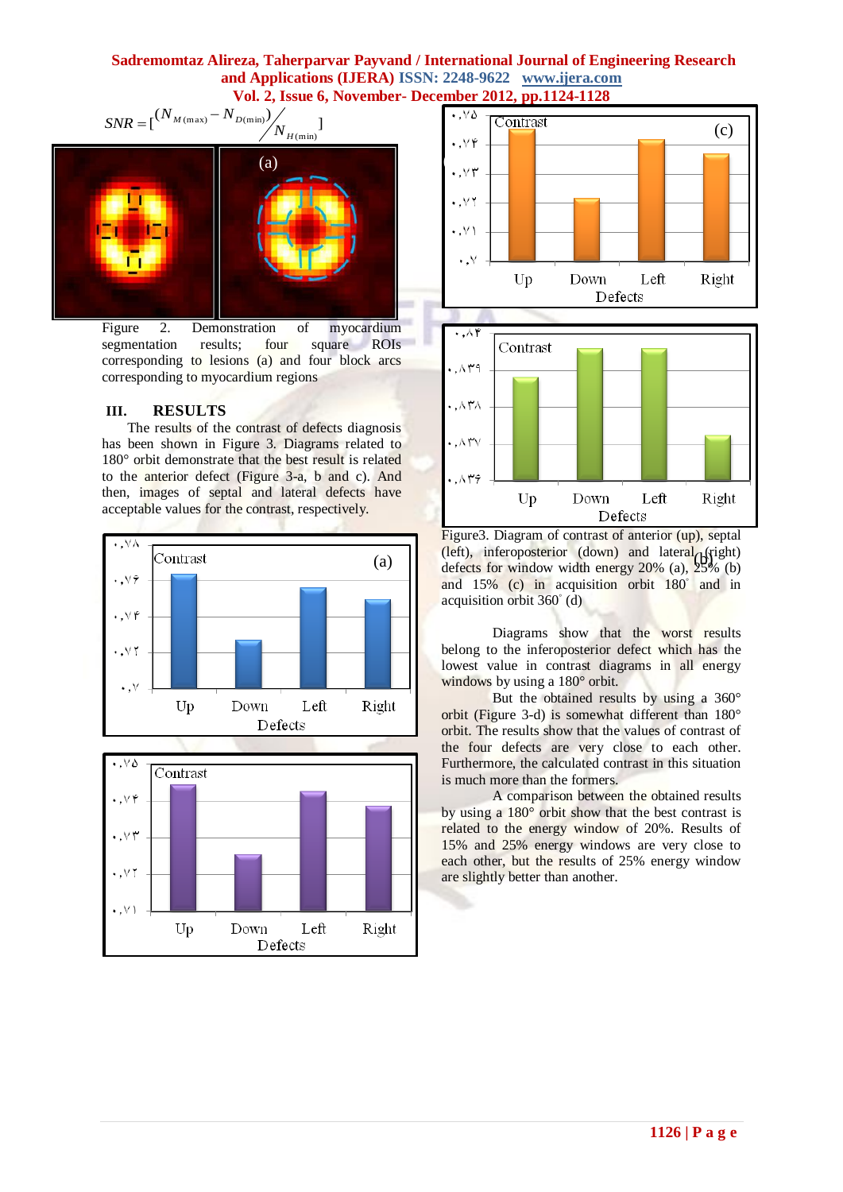$$SNR = [^{(N_{M(\max)} - N_{D(\min)})}/_{N_{H(\min)}}]$$

Figure 2. Demonstration of myocardium segmentation results; four square ROIs corresponding to lesions (a) and four block arcs corresponding to myocardium regions

## III. RESULTS

The results of the contrast of defects diagnosis has been shown in Figure 3. Diagrams related to 180° orbit demonstrate that the best result is related to the anterior defect (Figure 3-a, b and c). And then, images of septal and lateral defects have acceptable values for the contrast, respectively.

Figure3. Diagram of contrast of anterior (up), septal (left), inferoposterior (down) and lateral (right) defects for window width energy 20% (a), 25% (b) and 15% (c) in acquisition orbit 180° and in acquisition orbit 360° (d)

Diagrams show that the worst results belong to the inferoposterior defect which has the lowest value in contrast diagrams in all energy windows by using a 180° orbit.

But the obtained results by using a 360° orbit (Figure 3-d) is somewhat different than 180° orbit. The results show that the values of contrast of the four defects are very close to each other. Furthermore, the calculated contrast in this situation is much more than the formers.

A comparison between the obtained results by using a 180° orbit show that the best contrast is related to the energy window of 20%. Results of 15% and 25% energy windows are very close to each other, but the results of 25% energy window are slightly better than another.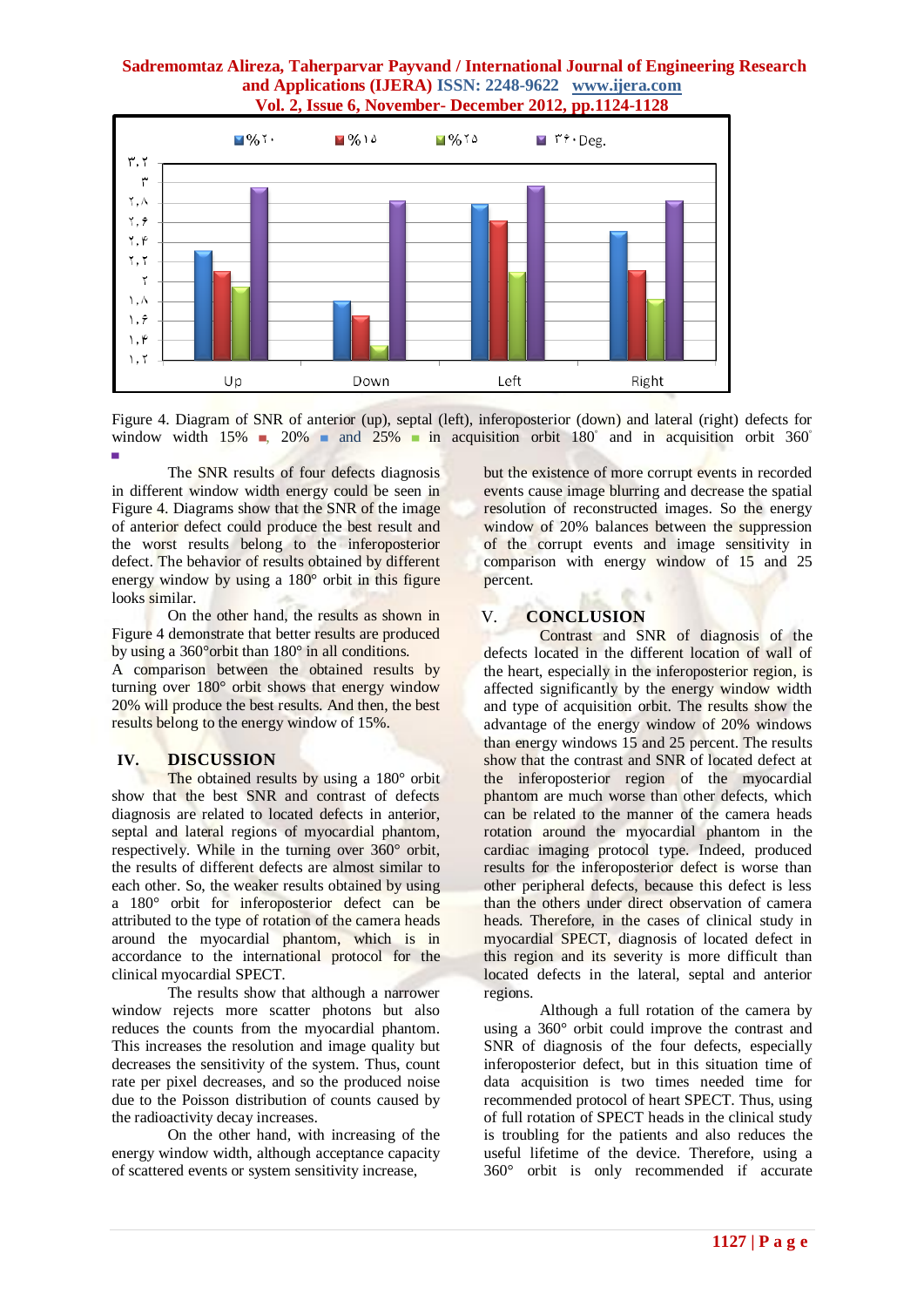Figure 4. Diagram of SNR of anterior (up), septal (left), inferoposterior (down) and lateral (right) defects for window width 15% ■, 20% ■ and 25% ■ in acquisition orbit 180° and in acquisition orbit 360° ■

The SNR results of four defects diagnosis in different window width energy could be seen in Figure 4. Diagrams show that the SNR of the image of anterior defect could produce the best result and the worst results belong to the inferoposterior defect. The behavior of results obtained by different energy window by using a 180° orbit in this figure looks similar.

On the other hand, the results as shown in Figure 4 demonstrate that better results are produced by using a 360°orbit than 180° in all conditions.

A comparison between the obtained results by turning over 180° orbit shows that energy window 20% will produce the best results. And then, the best results belong to the energy window of 15%.

## IV. DISCUSSION

The obtained results by using a 180° orbit show that the best SNR and contrast of defects diagnosis are related to located defects in anterior, septal and lateral regions of myocardial phantom, respectively. While in the turning over 360° orbit, the results of different defects are almost similar to each other. So, the weaker results obtained by using a 180° orbit for inferoposterior defect can be attributed to the type of rotation of the camera heads around the myocardial phantom, which is in accordance to the international protocol for the clinical myocardial SPECT.

The results show that although a narrower window rejects more scatter photons but also reduces the counts from the myocardial phantom. This increases the resolution and image quality but decreases the sensitivity of the system. Thus, count rate per pixel decreases, and so the produced noise due to the Poisson distribution of counts caused by the radioactivity decay increases.

On the other hand, with increasing of the energy window width, although acceptance capacity of scattered events or system sensitivity increase, but the existence of more corrupt events in recorded events cause image blurring and decrease the spatial resolution of reconstructed images. So the energy window of 20% balances between the suppression of the corrupt events and image sensitivity in comparison with energy window of 15 and 25 percent.

## V. CONCLUSION

Contrast and SNR of diagnosis of the defects located in the different location of wall of the heart, especially in the inferoposterior region, is affected significantly by the energy window width and type of acquisition orbit. The results show the advantage of the energy window of 20% windows than energy windows 15 and 25 percent. The results show that the contrast and SNR of located defect at the inferoposterior region of the myocardial phantom are much worse than other defects, which can be related to the manner of the camera heads rotation around the myocardial phantom in the cardiac imaging protocol type. Indeed, produced results for the inferoposterior defect is worse than other peripheral defects, because this defect is less than the others under direct observation of camera heads. Therefore, in the cases of clinical study in myocardial SPECT, diagnosis of located defect in this region and its severity is more difficult than located defects in the lateral, septal and anterior regions.

Although a full rotation of the camera by using a 360° orbit could improve the contrast and SNR of diagnosis of the four defects, especially inferoposterior defect, but in this situation time of data acquisition is two times needed time for recommended protocol of heart SPECT. Thus, using of full rotation of SPECT heads in the clinical study is troubling for the patients and also reduces the useful lifetime of the device. Therefore, using a 360° orbit is only recommended if accurate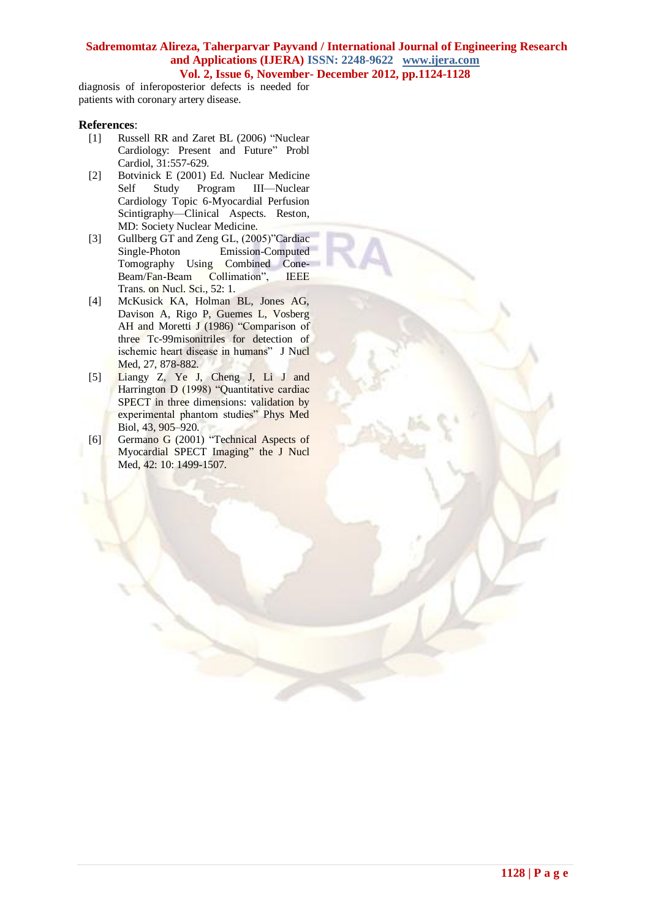diagnosis of inferoposterior defects is needed for patients with coronary artery disease.

**References**:

[1] Russell RR and Zaret BL (2006) "Nuclear Cardiology: Present and Future" Probl Cardiol, 31:557-629.

[2] Botvinick E (2001) Ed. Nuclear Medicine Self Study Program III—Nuclear Cardiology Topic 6-Myocardial Perfusion Scintigraphy—Clinical Aspects. Reston, MD: Society Nuclear Medicine.

[3] Gullberg GT and Zeng GL, (2005)"Cardiac Single-Photon Emission-Computed Tomography Using Combined Cone-Beam/Fan-Beam Collimation", IEEE Trans. on Nucl. Sci., 52: 1.

[4] McKusick KA, Holman BL, Jones AG, Davison A, Rigo P, Guemes L, Vosberg AH and Moretti J (1986) "Comparison of three Tc-99misonitriles for detection of ischemic heart disease in humans" J Nucl Med, 27, 878-882.

[5] Liangy Z, Ye J, Cheng J, Li J and Harrington D (1998) "Quantitative cardiac SPECT in three dimensions: validation by experimental phantom studies" Phys Med Biol, 43, 905–920.

[6] Germano G (2001) "Technical Aspects of Myocardial SPECT Imaging" the J Nucl Med, 42: 10: 1499-1507.